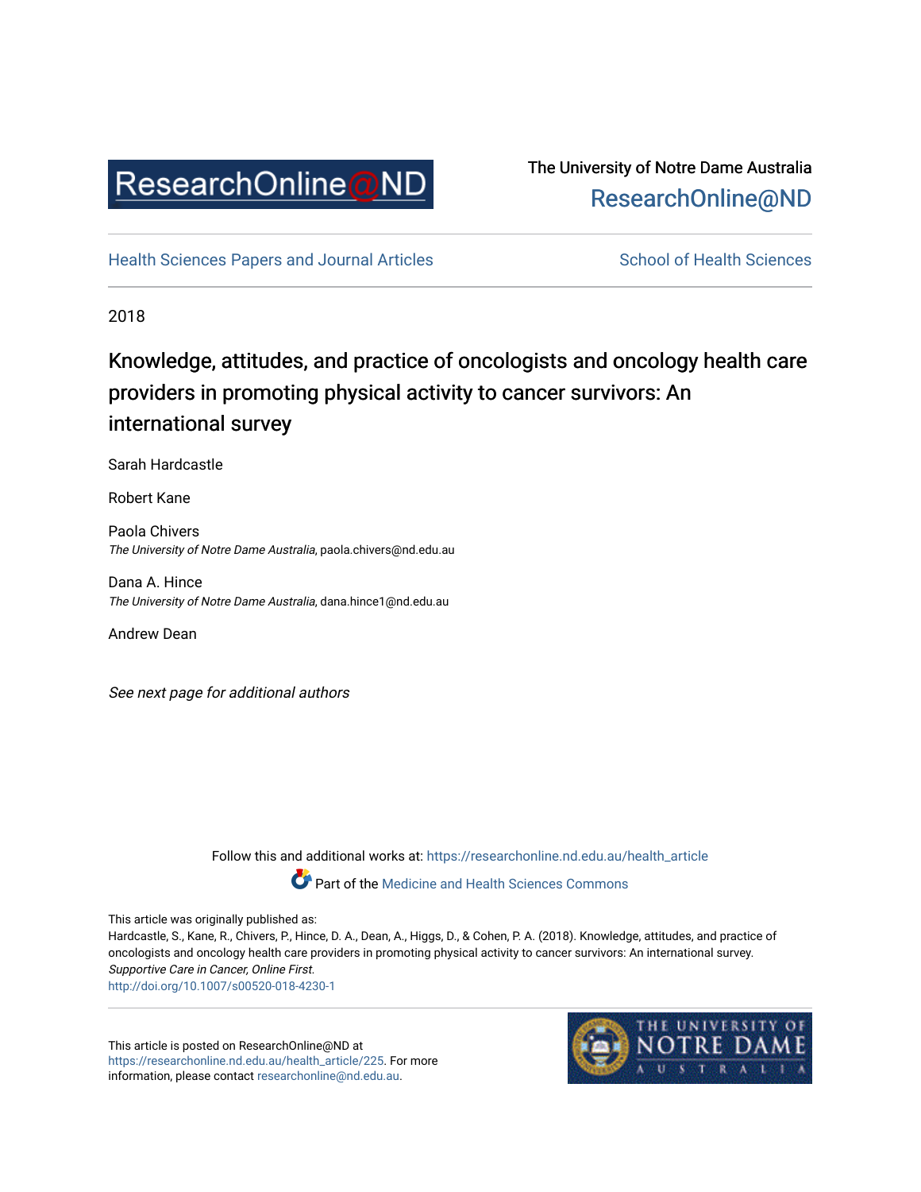ResearchOnline@ND

The University of Notre Dame Australia
ResearchOnline@ND

Health Sciences Papers and Journal Articles

School of Health Sciences

2018

# Knowledge, attitudes, and practice of oncologists and oncology health care providers in promoting physical activity to cancer survivors: An international survey

Sarah Hardcastle

Robert Kane

Paola Chivers
*The University of Notre Dame Australia*, paola.chivers@nd.edu.au

Dana A. Hince
*The University of Notre Dame Australia*, dana.hince1@nd.edu.au

Andrew Dean

*See next page for additional authors*

Follow this and additional works at: https://researchonline.nd.edu.au/health_article

Part of the Medicine and Health Sciences Commons

This article was originally published as:
Hardcastle, S., Kane, R., Chivers, P., Hince, D. A., Dean, A., Higgs, D., & Cohen, P. A. (2018). Knowledge, attitudes, and practice of oncologists and oncology health care providers in promoting physical activity to cancer survivors: An international survey. *Supportive Care in Cancer, Online First.*
http://doi.org/10.1007/s00520-018-4230-1

This article is posted on ResearchOnline@ND at https://researchonline.nd.edu.au/health_article/225. For more information, please contact researchonline@nd.edu.au.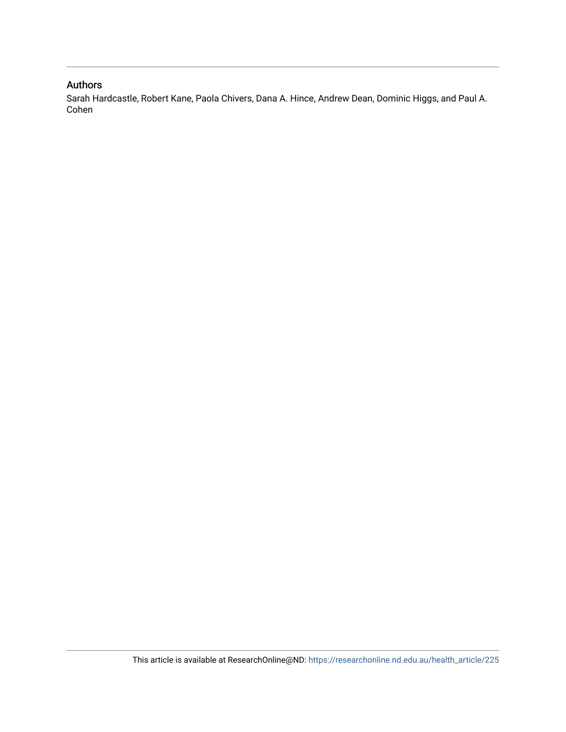## Authors

Sarah Hardcastle, Robert Kane, Paola Chivers, Dana A. Hince, Andrew Dean, Dominic Higgs, and Paul A. Cohen

This article is available at ResearchOnline@ND: https://researchonline.nd.edu.au/health_article/225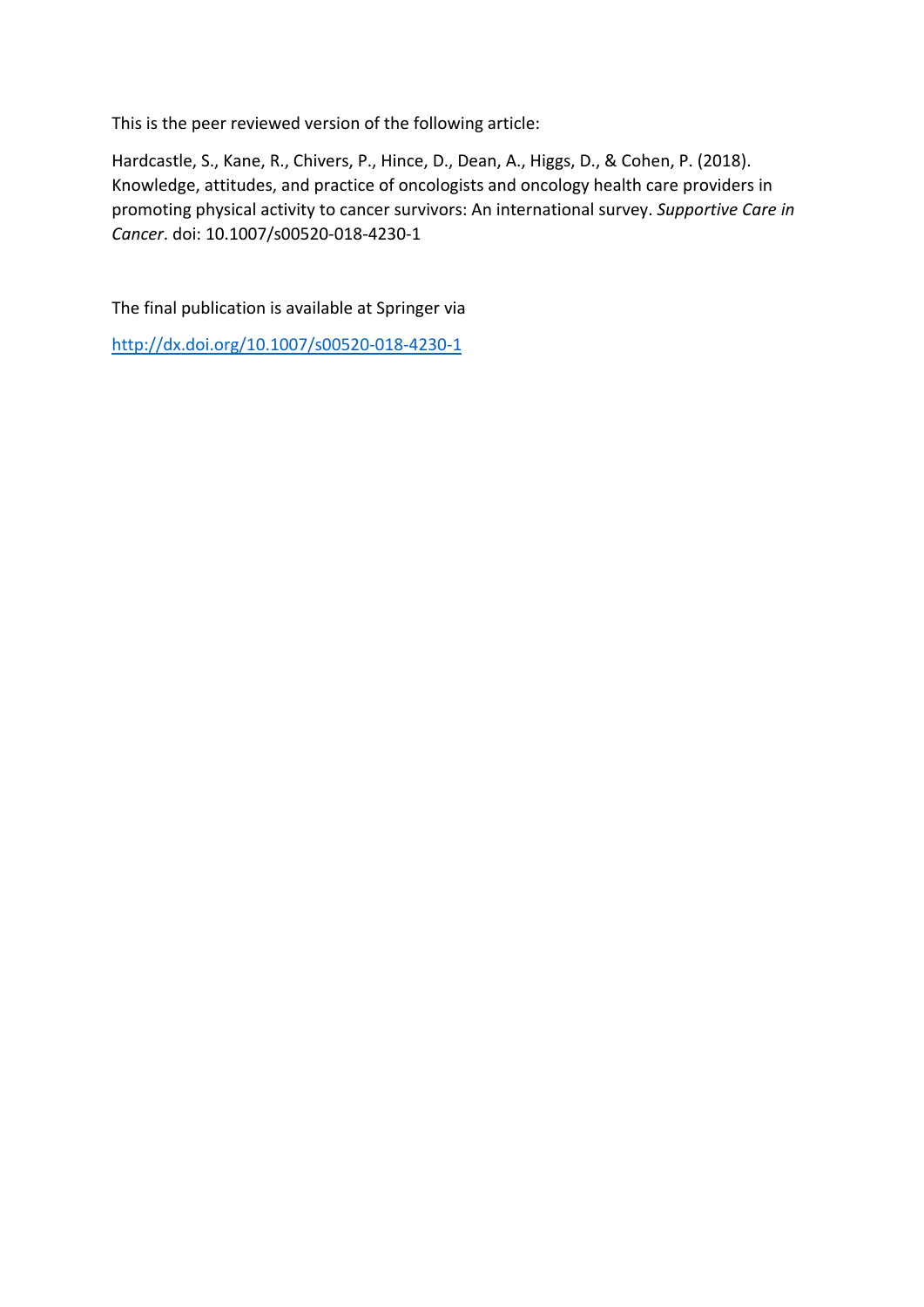This is the peer reviewed version of the following article:

Hardcastle, S., Kane, R., Chivers, P., Hince, D., Dean, A., Higgs, D., & Cohen, P. (2018). Knowledge, attitudes, and practice of oncologists and oncology health care providers in promoting physical activity to cancer survivors: An international survey. *Supportive Care in Cancer*. doi: 10.1007/s00520-018-4230-1

The final publication is available at Springer via

http://dx.doi.org/10.1007/s00520-018-4230-1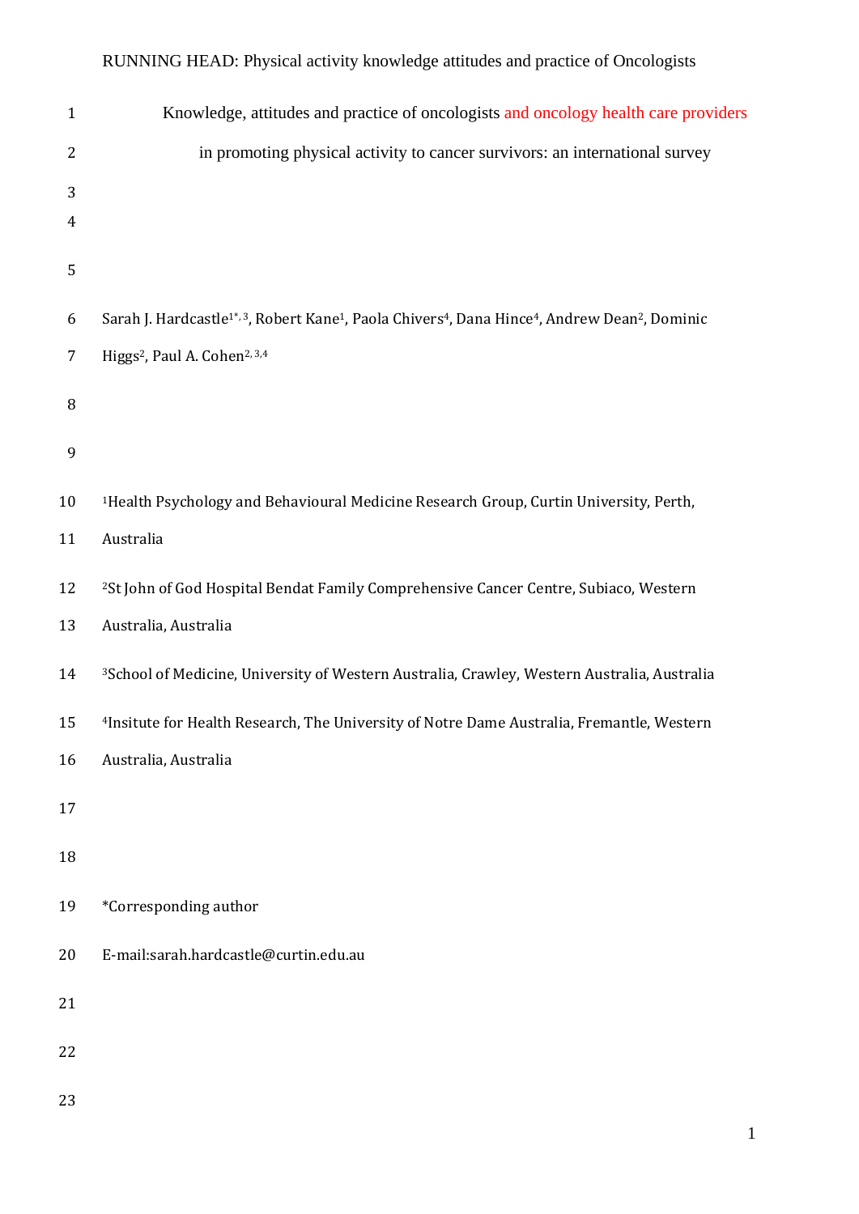# Knowledge, attitudes and practice of oncologists and oncology health care providers in promoting physical activity to cancer survivors: an international survey

Sarah J. Hardcastle[1*, 3], Robert Kane[1], Paola Chivers[4], Dana Hince[4], Andrew Dean[2], Dominic Higgs[2], Paul A. Cohen[2, 3,4]

[1]Health Psychology and Behavioural Medicine Research Group, Curtin University, Perth, Australia

[2]St John of God Hospital Bendat Family Comprehensive Cancer Centre, Subiaco, Western Australia, Australia

[3]School of Medicine, University of Western Australia, Crawley, Western Australia, Australia

[4]Insitute for Health Research, The University of Notre Dame Australia, Fremantle, Western Australia, Australia

*Corresponding author

E-mail:sarah.hardcastle@curtin.edu.au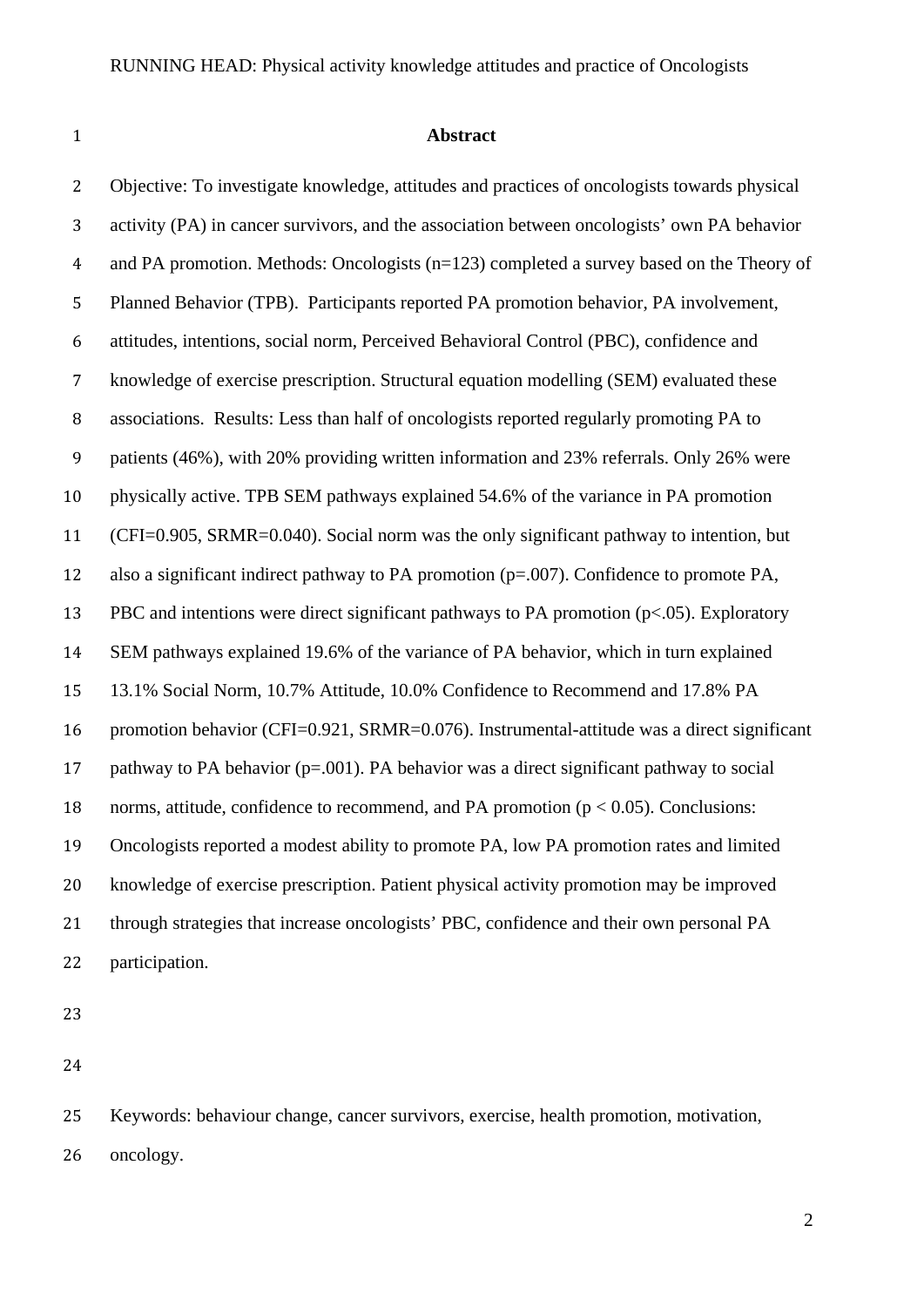## Abstract

Objective: To investigate knowledge, attitudes and practices of oncologists towards physical activity (PA) in cancer survivors, and the association between oncologists' own PA behavior and PA promotion. Methods: Oncologists (n=123) completed a survey based on the Theory of Planned Behavior (TPB). Participants reported PA promotion behavior, PA involvement, attitudes, intentions, social norm, Perceived Behavioral Control (PBC), confidence and knowledge of exercise prescription. Structural equation modelling (SEM) evaluated these associations. Results: Less than half of oncologists reported regularly promoting PA to patients (46%), with 20% providing written information and 23% referrals. Only 26% were physically active. TPB SEM pathways explained 54.6% of the variance in PA promotion (CFI=0.905, SRMR=0.040). Social norm was the only significant pathway to intention, but also a significant indirect pathway to PA promotion (p=.007). Confidence to promote PA, PBC and intentions were direct significant pathways to PA promotion (p<.05). Exploratory SEM pathways explained 19.6% of the variance of PA behavior, which in turn explained 13.1% Social Norm, 10.7% Attitude, 10.0% Confidence to Recommend and 17.8% PA promotion behavior (CFI=0.921, SRMR=0.076). Instrumental-attitude was a direct significant pathway to PA behavior (p=.001). PA behavior was a direct significant pathway to social norms, attitude, confidence to recommend, and PA promotion ($p < 0.05$). Conclusions: Oncologists reported a modest ability to promote PA, low PA promotion rates and limited knowledge of exercise prescription. Patient physical activity promotion may be improved through strategies that increase oncologists' PBC, confidence and their own personal PA participation.

Keywords: behaviour change, cancer survivors, exercise, health promotion, motivation, oncology.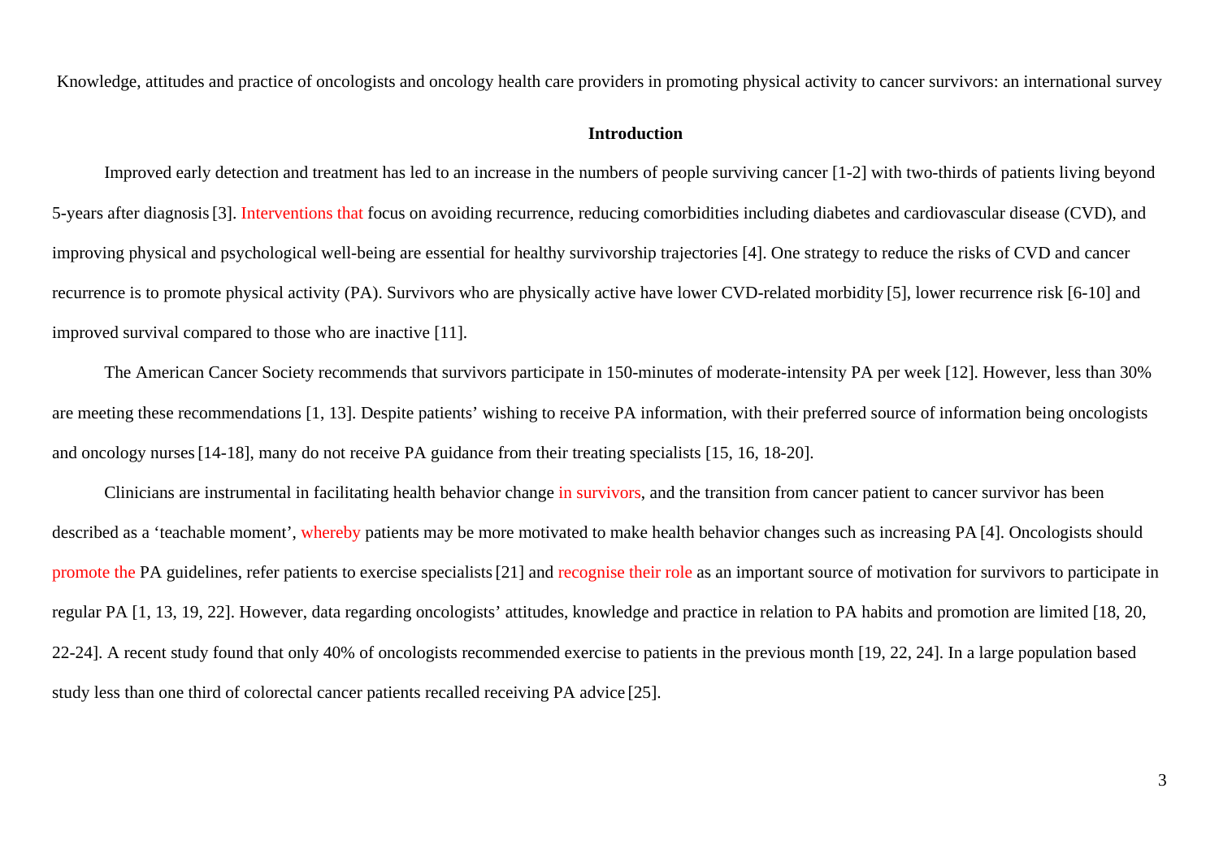Knowledge, attitudes and practice of oncologists and oncology health care providers in promoting physical activity to cancer survivors: an international survey

## Introduction

Improved early detection and treatment has led to an increase in the numbers of people surviving cancer [1-2] with two-thirds of patients living beyond 5-years after diagnosis [3]. Interventions that focus on avoiding recurrence, reducing comorbidities including diabetes and cardiovascular disease (CVD), and improving physical and psychological well-being are essential for healthy survivorship trajectories [4]. One strategy to reduce the risks of CVD and cancer recurrence is to promote physical activity (PA). Survivors who are physically active have lower CVD-related morbidity [5], lower recurrence risk [6-10] and improved survival compared to those who are inactive [11].

The American Cancer Society recommends that survivors participate in 150-minutes of moderate-intensity PA per week [12]. However, less than 30% are meeting these recommendations [1, 13]. Despite patients' wishing to receive PA information, with their preferred source of information being oncologists and oncology nurses [14-18], many do not receive PA guidance from their treating specialists [15, 16, 18-20].

Clinicians are instrumental in facilitating health behavior change in survivors, and the transition from cancer patient to cancer survivor has been described as a 'teachable moment', whereby patients may be more motivated to make health behavior changes such as increasing PA [4]. Oncologists should promote the PA guidelines, refer patients to exercise specialists [21] and recognise their role as an important source of motivation for survivors to participate in regular PA [1, 13, 19, 22]. However, data regarding oncologists' attitudes, knowledge and practice in relation to PA habits and promotion are limited [18, 20, 22-24]. A recent study found that only 40% of oncologists recommended exercise to patients in the previous month [19, 22, 24]. In a large population based study less than one third of colorectal cancer patients recalled receiving PA advice [25].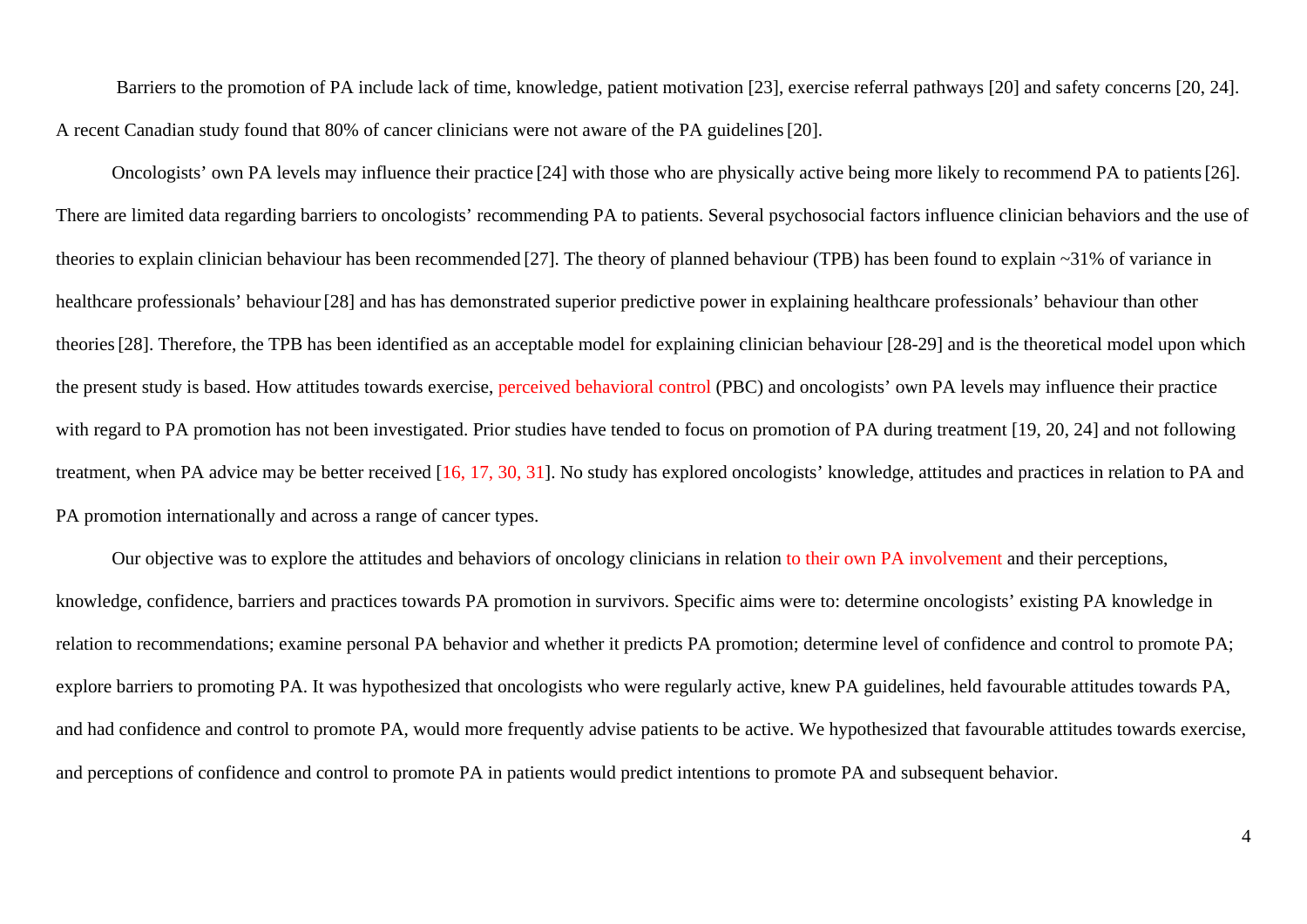Barriers to the promotion of PA include lack of time, knowledge, patient motivation [23], exercise referral pathways [20] and safety concerns [20, 24]. A recent Canadian study found that 80% of cancer clinicians were not aware of the PA guidelines [20].

Oncologists' own PA levels may influence their practice [24] with those who are physically active being more likely to recommend PA to patients [26]. There are limited data regarding barriers to oncologists' recommending PA to patients. Several psychosocial factors influence clinician behaviors and the use of theories to explain clinician behaviour has been recommended [27]. The theory of planned behaviour (TPB) has been found to explain ~31% of variance in healthcare professionals' behaviour [28] and has has demonstrated superior predictive power in explaining healthcare professionals' behaviour than other theories [28]. Therefore, the TPB has been identified as an acceptable model for explaining clinician behaviour [28-29] and is the theoretical model upon which the present study is based. How attitudes towards exercise, perceived behavioral control (PBC) and oncologists' own PA levels may influence their practice with regard to PA promotion has not been investigated. Prior studies have tended to focus on promotion of PA during treatment [19, 20, 24] and not following treatment, when PA advice may be better received [16, 17, 30, 31]. No study has explored oncologists' knowledge, attitudes and practices in relation to PA and PA promotion internationally and across a range of cancer types.

Our objective was to explore the attitudes and behaviors of oncology clinicians in relation to their own PA involvement and their perceptions, knowledge, confidence, barriers and practices towards PA promotion in survivors. Specific aims were to: determine oncologists' existing PA knowledge in relation to recommendations; examine personal PA behavior and whether it predicts PA promotion; determine level of confidence and control to promote PA; explore barriers to promoting PA. It was hypothesized that oncologists who were regularly active, knew PA guidelines, held favourable attitudes towards PA, and had confidence and control to promote PA, would more frequently advise patients to be active. We hypothesized that favourable attitudes towards exercise, and perceptions of confidence and control to promote PA in patients would predict intentions to promote PA and subsequent behavior.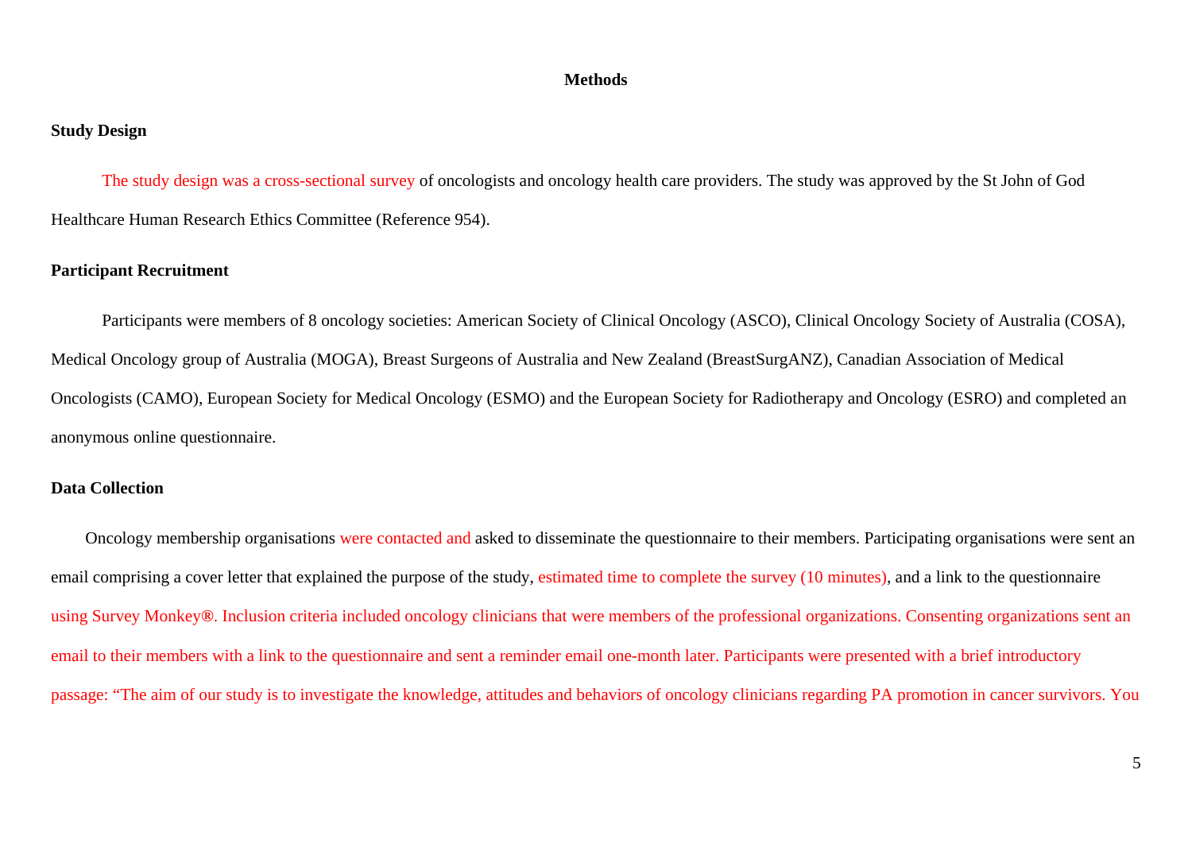## Methods

### Study Design

The study design was a cross-sectional survey of oncologists and oncology health care providers. The study was approved by the St John of God Healthcare Human Research Ethics Committee (Reference 954).

### Participant Recruitment

Participants were members of 8 oncology societies: American Society of Clinical Oncology (ASCO), Clinical Oncology Society of Australia (COSA), Medical Oncology group of Australia (MOGA), Breast Surgeons of Australia and New Zealand (BreastSurgANZ), Canadian Association of Medical Oncologists (CAMO), European Society for Medical Oncology (ESMO) and the European Society for Radiotherapy and Oncology (ESRO) and completed an anonymous online questionnaire.

### Data Collection

Oncology membership organisations were contacted and asked to disseminate the questionnaire to their members. Participating organisations were sent an email comprising a cover letter that explained the purpose of the study, estimated time to complete the survey (10 minutes), and a link to the questionnaire using Survey Monkey®. Inclusion criteria included oncology clinicians that were members of the professional organizations. Consenting organizations sent an email to their members with a link to the questionnaire and sent a reminder email one-month later. Participants were presented with a brief introductory passage: "The aim of our study is to investigate the knowledge, attitudes and behaviors of oncology clinicians regarding PA promotion in cancer survivors. You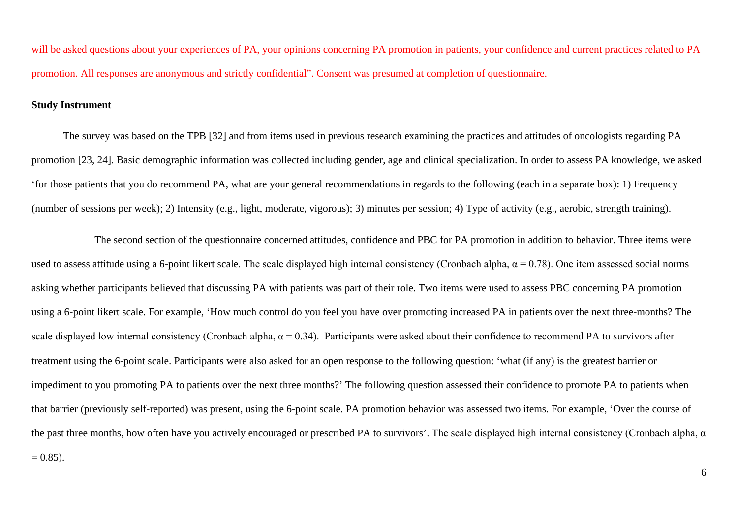will be asked questions about your experiences of PA, your opinions concerning PA promotion in patients, your confidence and current practices related to PA promotion. All responses are anonymous and strictly confidential". Consent was presumed at completion of questionnaire.

**Study Instrument**

The survey was based on the TPB [32] and from items used in previous research examining the practices and attitudes of oncologists regarding PA promotion [23, 24]. Basic demographic information was collected including gender, age and clinical specialization. In order to assess PA knowledge, we asked 'for those patients that you do recommend PA, what are your general recommendations in regards to the following (each in a separate box): 1) Frequency (number of sessions per week); 2) Intensity (e.g., light, moderate, vigorous); 3) minutes per session; 4) Type of activity (e.g., aerobic, strength training).

The second section of the questionnaire concerned attitudes, confidence and PBC for PA promotion in addition to behavior. Three items were used to assess attitude using a 6-point likert scale. The scale displayed high internal consistency (Cronbach alpha, $\alpha = 0.78$). One item assessed social norms asking whether participants believed that discussing PA with patients was part of their role. Two items were used to assess PBC concerning PA promotion using a 6-point likert scale. For example, 'How much control do you feel you have over promoting increased PA in patients over the next three-months? The scale displayed low internal consistency (Cronbach alpha, $\alpha = 0.34$). Participants were asked about their confidence to recommend PA to survivors after treatment using the 6-point scale. Participants were also asked for an open response to the following question: 'what (if any) is the greatest barrier or impediment to you promoting PA to patients over the next three months?' The following question assessed their confidence to promote PA to patients when that barrier (previously self-reported) was present, using the 6-point scale. PA promotion behavior was assessed two items. For example, 'Over the course of the past three months, how often have you actively encouraged or prescribed PA to survivors'. The scale displayed high internal consistency (Cronbach alpha, $\alpha = 0.85$).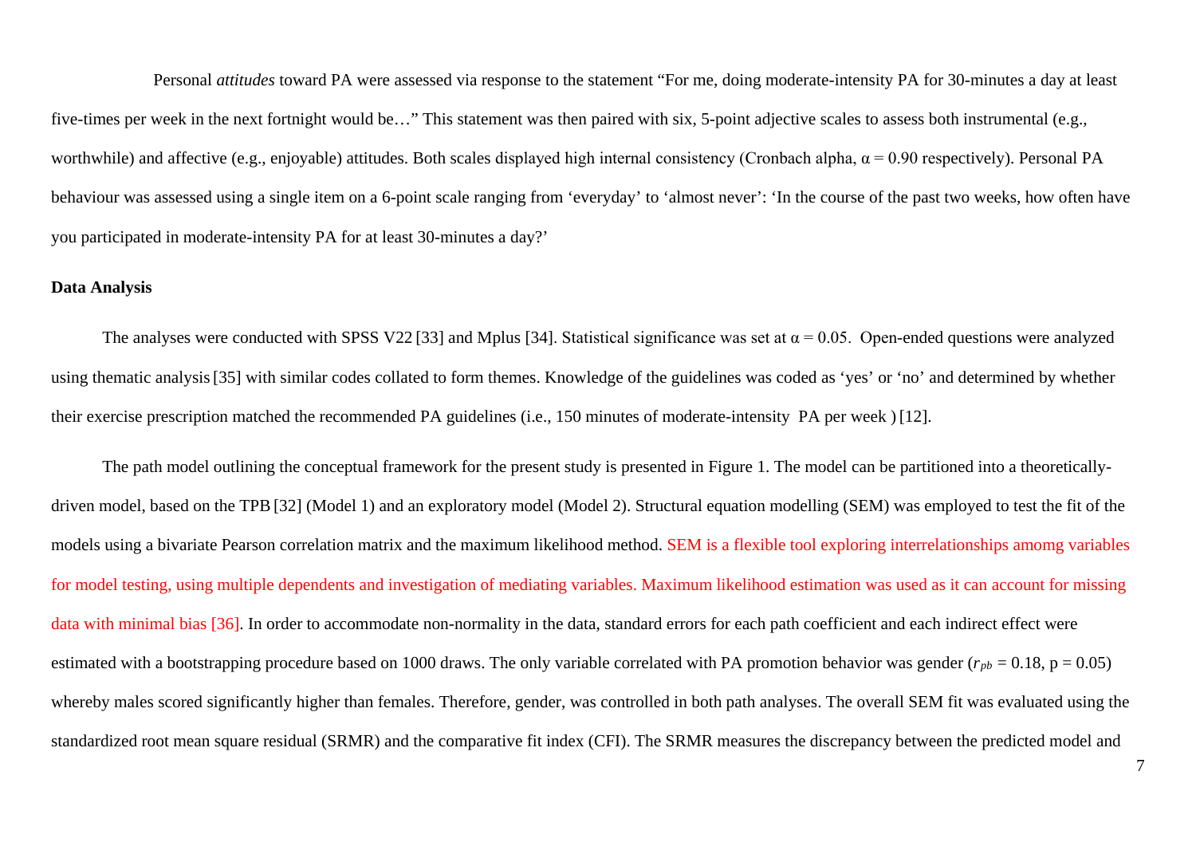Personal *attitudes* toward PA were assessed via response to the statement "For me, doing moderate-intensity PA for 30-minutes a day at least five-times per week in the next fortnight would be…" This statement was then paired with six, 5-point adjective scales to assess both instrumental (e.g., worthwhile) and affective (e.g., enjoyable) attitudes. Both scales displayed high internal consistency (Cronbach alpha, $\alpha = 0.90$ respectively). Personal PA behaviour was assessed using a single item on a 6-point scale ranging from 'everyday' to 'almost never': 'In the course of the past two weeks, how often have you participated in moderate-intensity PA for at least 30-minutes a day?'

**Data Analysis**

The analyses were conducted with SPSS V22 [33] and Mplus [34]. Statistical significance was set at $\alpha = 0.05$. Open-ended questions were analyzed using thematic analysis [35] with similar codes collated to form themes. Knowledge of the guidelines was coded as 'yes' or 'no' and determined by whether their exercise prescription matched the recommended PA guidelines (i.e., 150 minutes of moderate-intensity PA per week ) [12].

The path model outlining the conceptual framework for the present study is presented in Figure 1. The model can be partitioned into a theoretically-driven model, based on the TPB [32] (Model 1) and an exploratory model (Model 2). Structural equation modelling (SEM) was employed to test the fit of the models using a bivariate Pearson correlation matrix and the maximum likelihood method. SEM is a flexible tool exploring interrelationships amomg variables for model testing, using multiple dependents and investigation of mediating variables. Maximum likelihood estimation was used as it can account for missing data with minimal bias [36]. In order to accommodate non-normality in the data, standard errors for each path coefficient and each indirect effect were estimated with a bootstrapping procedure based on 1000 draws. The only variable correlated with PA promotion behavior was gender ($r_{pb} = 0.18$, $p = 0.05$) whereby males scored significantly higher than females. Therefore, gender, was controlled in both path analyses. The overall SEM fit was evaluated using the standardized root mean square residual (SRMR) and the comparative fit index (CFI). The SRMR measures the discrepancy between the predicted model and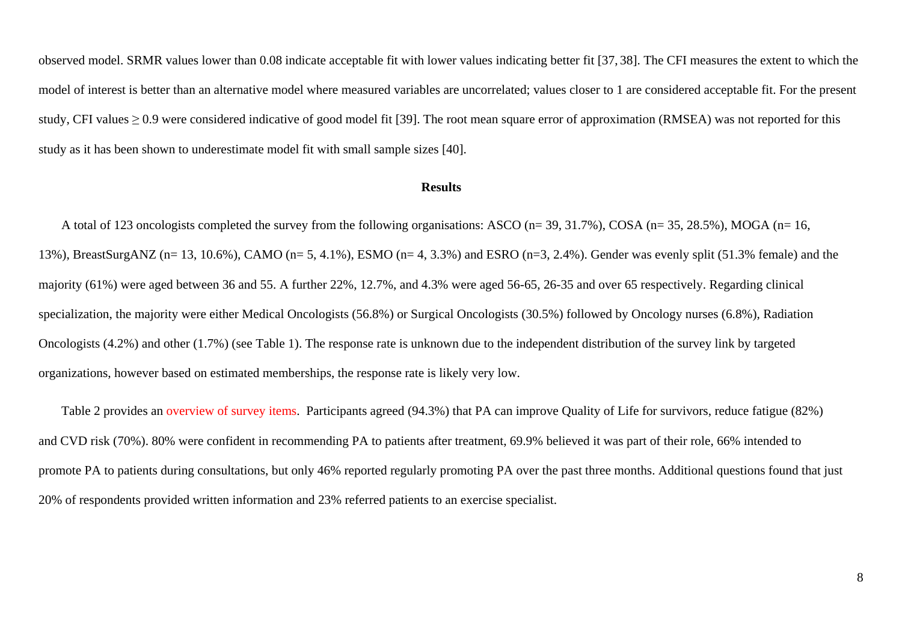observed model. SRMR values lower than 0.08 indicate acceptable fit with lower values indicating better fit [37, 38]. The CFI measures the extent to which the model of interest is better than an alternative model where measured variables are uncorrelated; values closer to 1 are considered acceptable fit. For the present study, CFI values ≥ 0.9 were considered indicative of good model fit [39]. The root mean square error of approximation (RMSEA) was not reported for this study as it has been shown to underestimate model fit with small sample sizes [40].

## Results

A total of 123 oncologists completed the survey from the following organisations: ASCO (n= 39, 31.7%), COSA (n= 35, 28.5%), MOGA (n= 16, 13%), BreastSurgANZ (n= 13, 10.6%), CAMO (n= 5, 4.1%), ESMO (n= 4, 3.3%) and ESRO (n=3, 2.4%). Gender was evenly split (51.3% female) and the majority (61%) were aged between 36 and 55. A further 22%, 12.7%, and 4.3% were aged 56-65, 26-35 and over 65 respectively. Regarding clinical specialization, the majority were either Medical Oncologists (56.8%) or Surgical Oncologists (30.5%) followed by Oncology nurses (6.8%), Radiation Oncologists (4.2%) and other (1.7%) (see Table 1). The response rate is unknown due to the independent distribution of the survey link by targeted organizations, however based on estimated memberships, the response rate is likely very low.

Table 2 provides an overview of survey items. Participants agreed (94.3%) that PA can improve Quality of Life for survivors, reduce fatigue (82%) and CVD risk (70%). 80% were confident in recommending PA to patients after treatment, 69.9% believed it was part of their role, 66% intended to promote PA to patients during consultations, but only 46% reported regularly promoting PA over the past three months. Additional questions found that just 20% of respondents provided written information and 23% referred patients to an exercise specialist.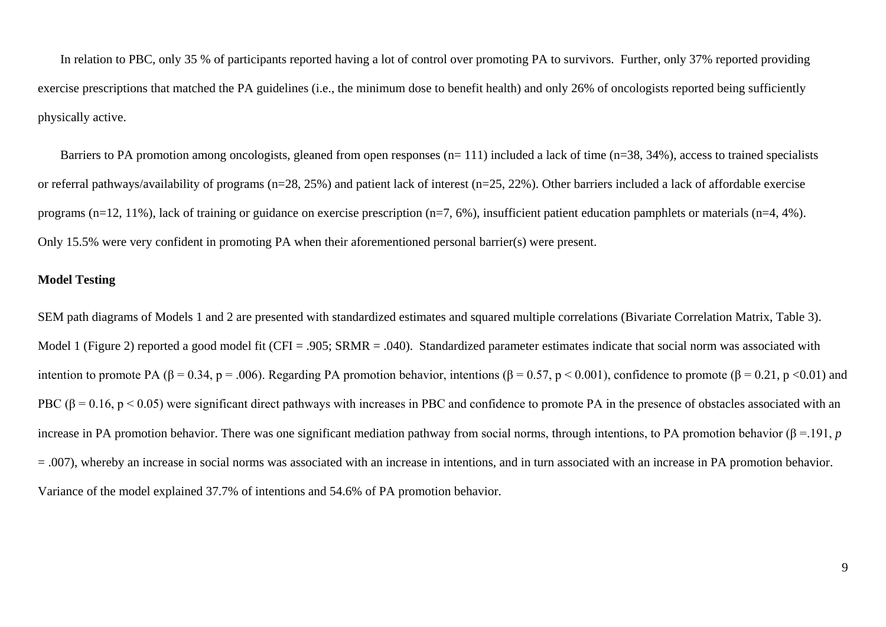In relation to PBC, only 35 % of participants reported having a lot of control over promoting PA to survivors. Further, only 37% reported providing exercise prescriptions that matched the PA guidelines (i.e., the minimum dose to benefit health) and only 26% of oncologists reported being sufficiently physically active.

Barriers to PA promotion among oncologists, gleaned from open responses (n= 111) included a lack of time (n=38, 34%), access to trained specialists or referral pathways/availability of programs (n=28, 25%) and patient lack of interest (n=25, 22%). Other barriers included a lack of affordable exercise programs (n=12, 11%), lack of training or guidance on exercise prescription (n=7, 6%), insufficient patient education pamphlets or materials (n=4, 4%). Only 15.5% were very confident in promoting PA when their aforementioned personal barrier(s) were present.

**Model Testing**

SEM path diagrams of Models 1 and 2 are presented with standardized estimates and squared multiple correlations (Bivariate Correlation Matrix, Table 3). Model 1 (Figure 2) reported a good model fit (CFI = .905; SRMR = .040). Standardized parameter estimates indicate that social norm was associated with intention to promote PA ($\beta = 0.34$, $p = .006$). Regarding PA promotion behavior, intentions ($\beta = 0.57$, $p < 0.001$), confidence to promote ($\beta = 0.21$, $p < 0.01$) and PBC ($\beta = 0.16$, $p < 0.05$) were significant direct pathways with increases in PBC and confidence to promote PA in the presence of obstacles associated with an increase in PA promotion behavior. There was one significant mediation pathway from social norms, through intentions, to PA promotion behavior ($\beta = .191$, $p = .007$), whereby an increase in social norms was associated with an increase in intentions, and in turn associated with an increase in PA promotion behavior. Variance of the model explained 37.7% of intentions and 54.6% of PA promotion behavior.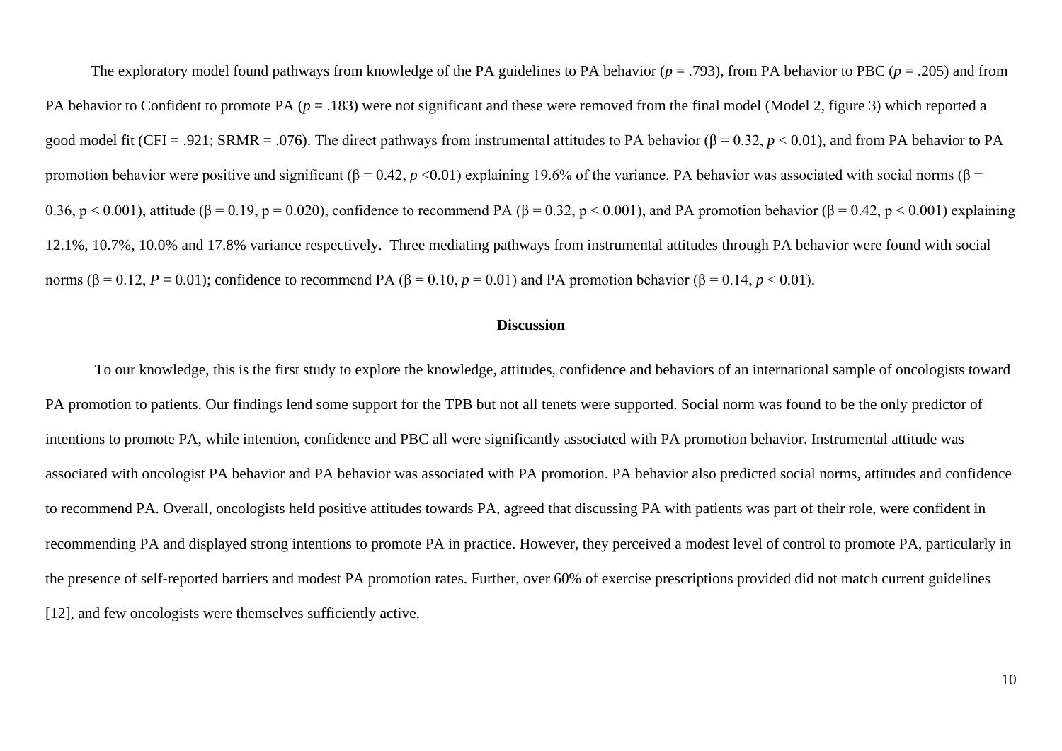The exploratory model found pathways from knowledge of the PA guidelines to PA behavior ($p$ = .793), from PA behavior to PBC ($p$ = .205) and from PA behavior to Confident to promote PA ($p$ = .183) were not significant and these were removed from the final model (Model 2, figure 3) which reported a good model fit (CFI = .921; SRMR = .076). The direct pathways from instrumental attitudes to PA behavior (β = 0.32, $p$ < 0.01), and from PA behavior to PA promotion behavior were positive and significant (β = 0.42, $p$ <0.01) explaining 19.6% of the variance. PA behavior was associated with social norms (β = 0.36, p < 0.001), attitude (β = 0.19, p = 0.020), confidence to recommend PA (β = 0.32, p < 0.001), and PA promotion behavior (β = 0.42, p < 0.001) explaining 12.1%, 10.7%, 10.0% and 17.8% variance respectively. Three mediating pathways from instrumental attitudes through PA behavior were found with social norms (β = 0.12, $P$ = 0.01); confidence to recommend PA (β = 0.10, $p$ = 0.01) and PA promotion behavior (β = 0.14, $p$ < 0.01).

## Discussion

To our knowledge, this is the first study to explore the knowledge, attitudes, confidence and behaviors of an international sample of oncologists toward PA promotion to patients. Our findings lend some support for the TPB but not all tenets were supported. Social norm was found to be the only predictor of intentions to promote PA, while intention, confidence and PBC all were significantly associated with PA promotion behavior. Instrumental attitude was associated with oncologist PA behavior and PA behavior was associated with PA promotion. PA behavior also predicted social norms, attitudes and confidence to recommend PA. Overall, oncologists held positive attitudes towards PA, agreed that discussing PA with patients was part of their role, were confident in recommending PA and displayed strong intentions to promote PA in practice. However, they perceived a modest level of control to promote PA, particularly in the presence of self-reported barriers and modest PA promotion rates. Further, over 60% of exercise prescriptions provided did not match current guidelines [12], and few oncologists were themselves sufficiently active.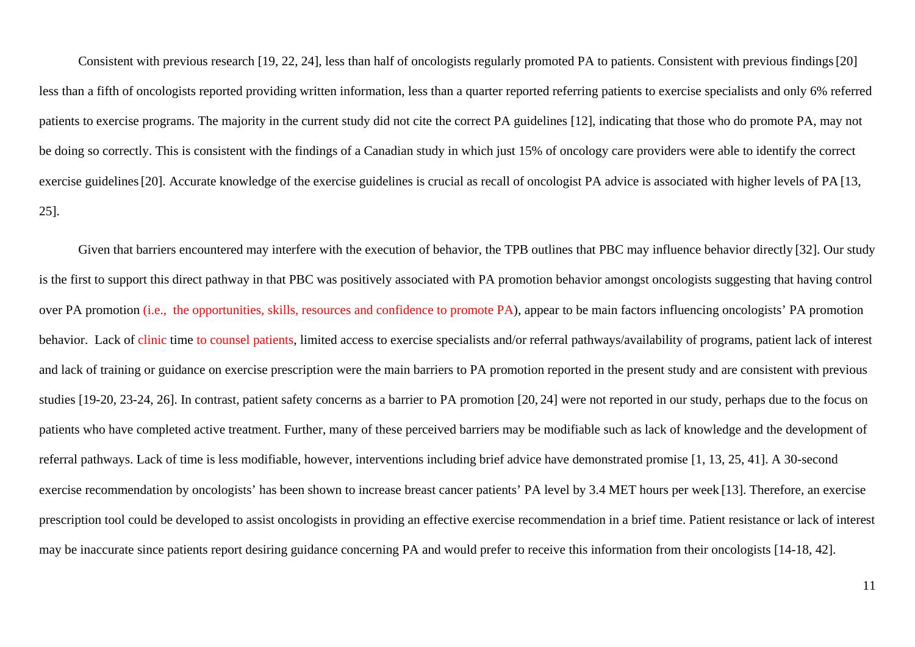Consistent with previous research [19, 22, 24], less than half of oncologists regularly promoted PA to patients. Consistent with previous findings [20] less than a fifth of oncologists reported providing written information, less than a quarter reported referring patients to exercise specialists and only 6% referred patients to exercise programs. The majority in the current study did not cite the correct PA guidelines [12], indicating that those who do promote PA, may not be doing so correctly. This is consistent with the findings of a Canadian study in which just 15% of oncology care providers were able to identify the correct exercise guidelines [20]. Accurate knowledge of the exercise guidelines is crucial as recall of oncologist PA advice is associated with higher levels of PA [13, 25].

Given that barriers encountered may interfere with the execution of behavior, the TPB outlines that PBC may influence behavior directly [32]. Our study is the first to support this direct pathway in that PBC was positively associated with PA promotion behavior amongst oncologists suggesting that having control over PA promotion (i.e., the opportunities, skills, resources and confidence to promote PA), appear to be main factors influencing oncologists' PA promotion behavior. Lack of clinic time to counsel patients, limited access to exercise specialists and/or referral pathways/availability of programs, patient lack of interest and lack of training or guidance on exercise prescription were the main barriers to PA promotion reported in the present study and are consistent with previous studies [19-20, 23-24, 26]. In contrast, patient safety concerns as a barrier to PA promotion [20, 24] were not reported in our study, perhaps due to the focus on patients who have completed active treatment. Further, many of these perceived barriers may be modifiable such as lack of knowledge and the development of referral pathways. Lack of time is less modifiable, however, interventions including brief advice have demonstrated promise [1, 13, 25, 41]. A 30-second exercise recommendation by oncologists' has been shown to increase breast cancer patients' PA level by 3.4 MET hours per week [13]. Therefore, an exercise prescription tool could be developed to assist oncologists in providing an effective exercise recommendation in a brief time. Patient resistance or lack of interest may be inaccurate since patients report desiring guidance concerning PA and would prefer to receive this information from their oncologists [14-18, 42].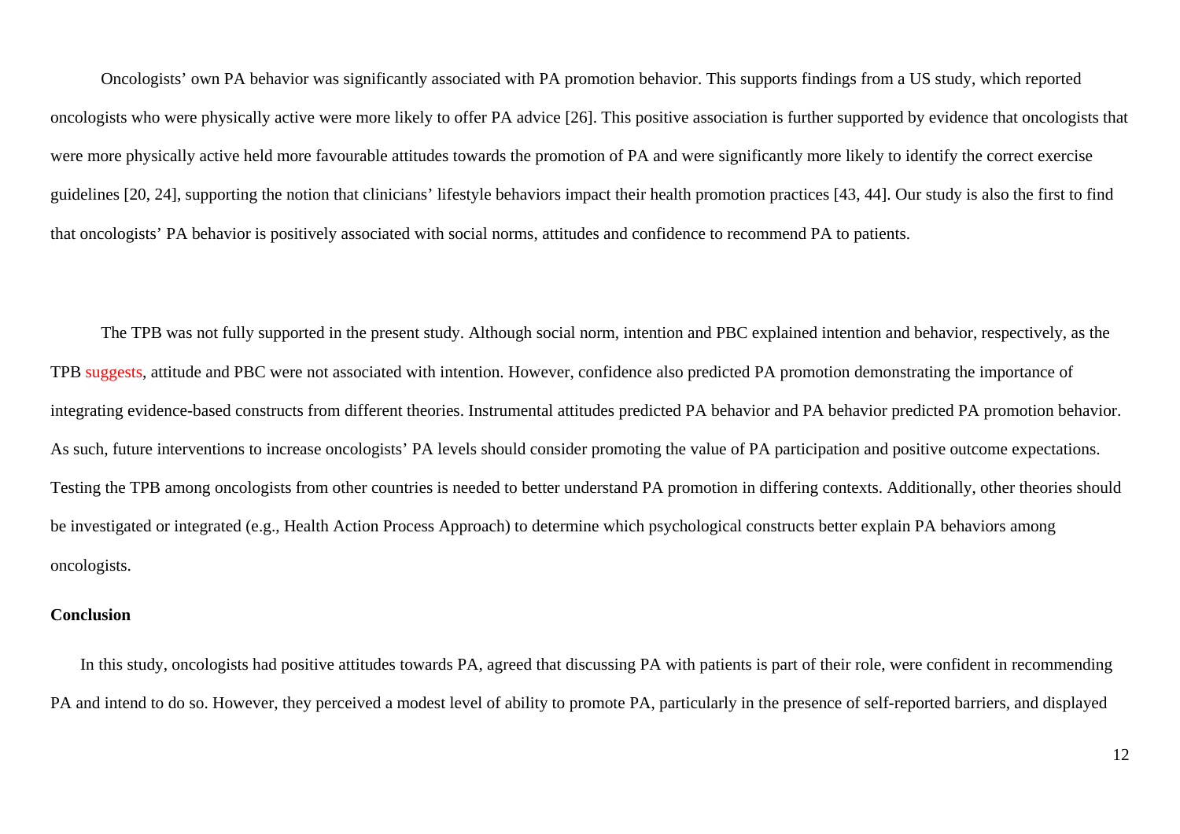Oncologists' own PA behavior was significantly associated with PA promotion behavior. This supports findings from a US study, which reported oncologists who were physically active were more likely to offer PA advice [26]. This positive association is further supported by evidence that oncologists that were more physically active held more favourable attitudes towards the promotion of PA and were significantly more likely to identify the correct exercise guidelines [20, 24], supporting the notion that clinicians' lifestyle behaviors impact their health promotion practices [43, 44]. Our study is also the first to find that oncologists' PA behavior is positively associated with social norms, attitudes and confidence to recommend PA to patients.

The TPB was not fully supported in the present study. Although social norm, intention and PBC explained intention and behavior, respectively, as the TPB suggests, attitude and PBC were not associated with intention. However, confidence also predicted PA promotion demonstrating the importance of integrating evidence-based constructs from different theories. Instrumental attitudes predicted PA behavior and PA behavior predicted PA promotion behavior. As such, future interventions to increase oncologists' PA levels should consider promoting the value of PA participation and positive outcome expectations. Testing the TPB among oncologists from other countries is needed to better understand PA promotion in differing contexts. Additionally, other theories should be investigated or integrated (e.g., Health Action Process Approach) to determine which psychological constructs better explain PA behaviors among oncologists.

## Conclusion

In this study, oncologists had positive attitudes towards PA, agreed that discussing PA with patients is part of their role, were confident in recommending PA and intend to do so. However, they perceived a modest level of ability to promote PA, particularly in the presence of self-reported barriers, and displayed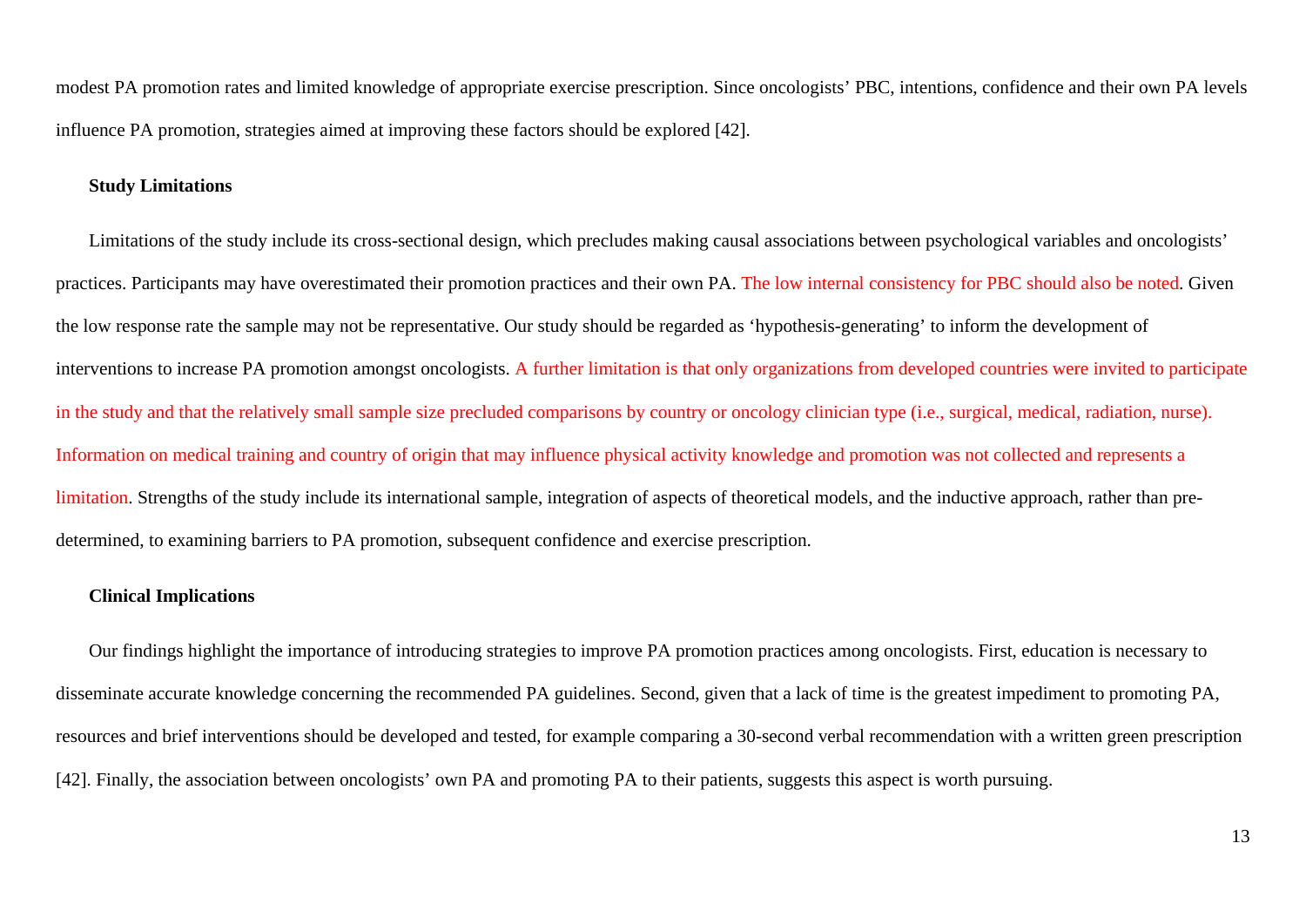modest PA promotion rates and limited knowledge of appropriate exercise prescription. Since oncologists' PBC, intentions, confidence and their own PA levels influence PA promotion, strategies aimed at improving these factors should be explored [42].

### Study Limitations

Limitations of the study include its cross-sectional design, which precludes making causal associations between psychological variables and oncologists' practices. Participants may have overestimated their promotion practices and their own PA. The low internal consistency for PBC should also be noted. Given the low response rate the sample may not be representative. Our study should be regarded as 'hypothesis-generating' to inform the development of interventions to increase PA promotion amongst oncologists. A further limitation is that only organizations from developed countries were invited to participate in the study and that the relatively small sample size precluded comparisons by country or oncology clinician type (i.e., surgical, medical, radiation, nurse). Information on medical training and country of origin that may influence physical activity knowledge and promotion was not collected and represents a limitation. Strengths of the study include its international sample, integration of aspects of theoretical models, and the inductive approach, rather than pre-determined, to examining barriers to PA promotion, subsequent confidence and exercise prescription.

### Clinical Implications

Our findings highlight the importance of introducing strategies to improve PA promotion practices among oncologists. First, education is necessary to disseminate accurate knowledge concerning the recommended PA guidelines. Second, given that a lack of time is the greatest impediment to promoting PA, resources and brief interventions should be developed and tested, for example comparing a 30-second verbal recommendation with a written green prescription [42]. Finally, the association between oncologists' own PA and promoting PA to their patients, suggests this aspect is worth pursuing.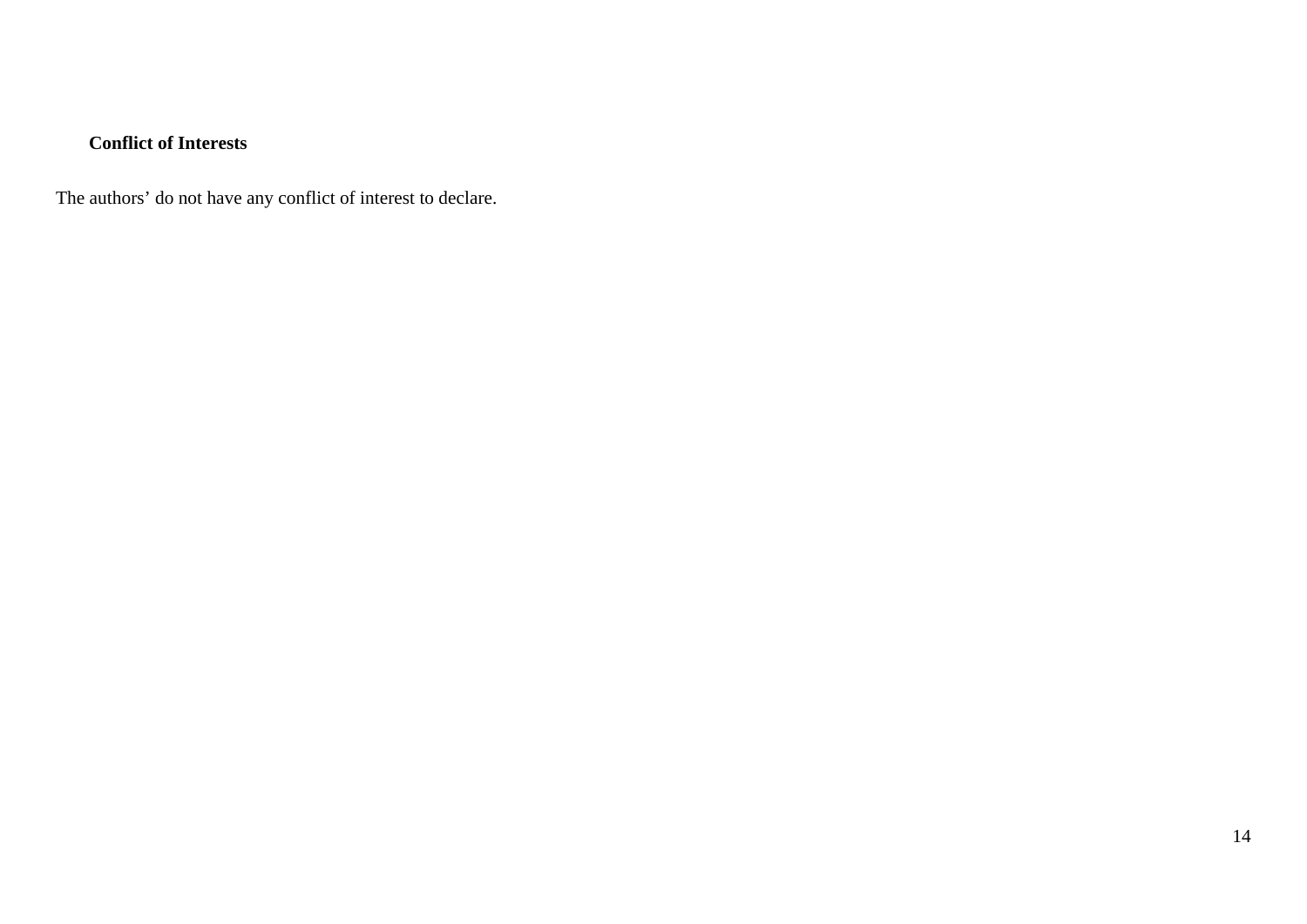**Conflict of Interests**

The authors' do not have any conflict of interest to declare.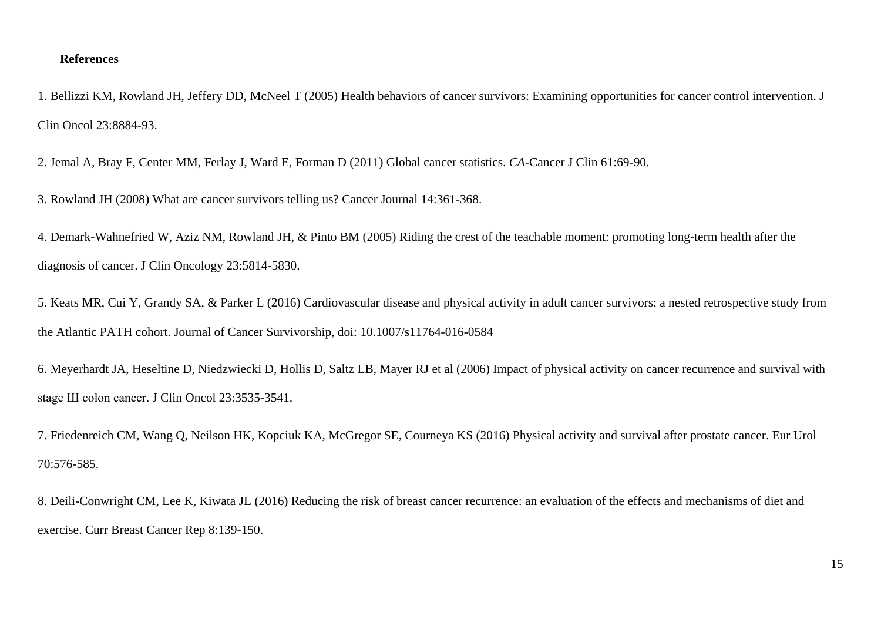**References**

1. Bellizzi KM, Rowland JH, Jeffery DD, McNeel T (2005) Health behaviors of cancer survivors: Examining opportunities for cancer control intervention. J Clin Oncol 23:8884-93.

2. Jemal A, Bray F, Center MM, Ferlay J, Ward E, Forman D (2011) Global cancer statistics. *CA*-Cancer J Clin 61:69-90.

3. Rowland JH (2008) What are cancer survivors telling us? Cancer Journal 14:361-368.

4. Demark-Wahnefried W, Aziz NM, Rowland JH, & Pinto BM (2005) Riding the crest of the teachable moment: promoting long-term health after the diagnosis of cancer. J Clin Oncology 23:5814-5830.

5. Keats MR, Cui Y, Grandy SA, & Parker L (2016) Cardiovascular disease and physical activity in adult cancer survivors: a nested retrospective study from the Atlantic PATH cohort. Journal of Cancer Survivorship, doi: 10.1007/s11764-016-0584

6. Meyerhardt JA, Heseltine D, Niedzwiecki D, Hollis D, Saltz LB, Mayer RJ et al (2006) Impact of physical activity on cancer recurrence and survival with stage Ш colon cancer. J Clin Oncol 23:3535-3541.

7. Friedenreich CM, Wang Q, Neilson HK, Kopciuk KA, McGregor SE, Courneya KS (2016) Physical activity and survival after prostate cancer. Eur Urol 70:576-585.

8. Deili-Conwright CM, Lee K, Kiwata JL (2016) Reducing the risk of breast cancer recurrence: an evaluation of the effects and mechanisms of diet and exercise. Curr Breast Cancer Rep 8:139-150.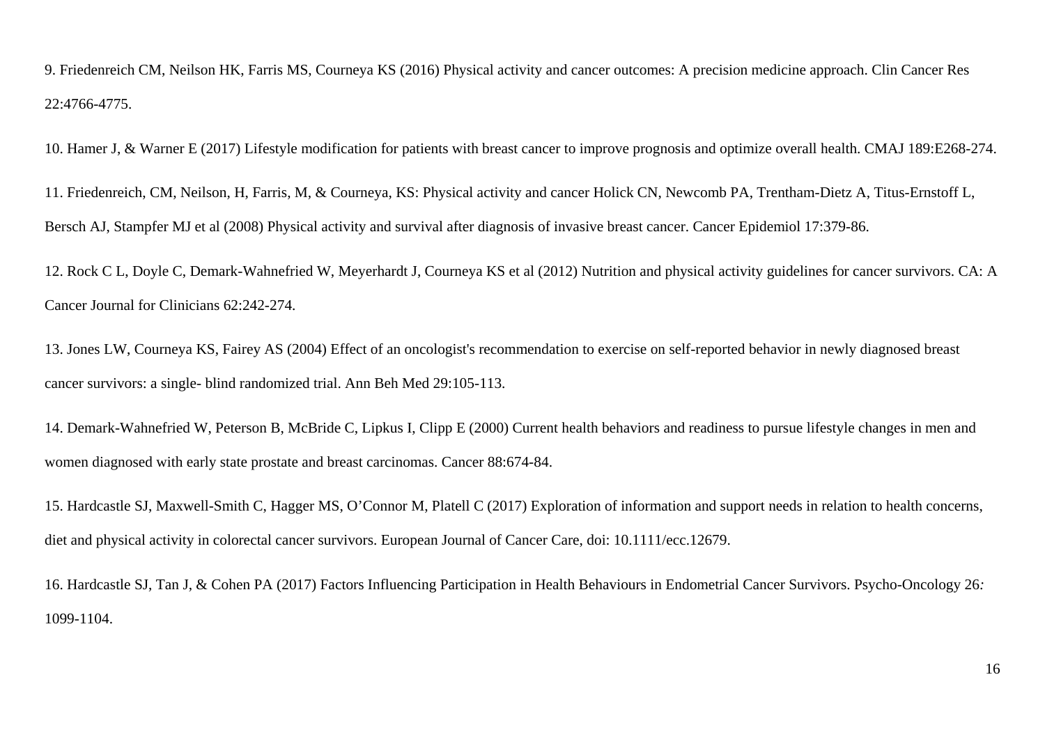9. Friedenreich CM, Neilson HK, Farris MS, Courneya KS (2016) Physical activity and cancer outcomes: A precision medicine approach. Clin Cancer Res 22:4766-4775.

10. Hamer J, & Warner E (2017) Lifestyle modification for patients with breast cancer to improve prognosis and optimize overall health. CMAJ 189:E268-274.

11. Friedenreich, CM, Neilson, H, Farris, M, & Courneya, KS: Physical activity and cancer Holick CN, Newcomb PA, Trentham-Dietz A, Titus-Ernstoff L, Bersch AJ, Stampfer MJ et al (2008) Physical activity and survival after diagnosis of invasive breast cancer. Cancer Epidemiol 17:379-86.

12. Rock C L, Doyle C, Demark-Wahnefried W, Meyerhardt J, Courneya KS et al (2012) Nutrition and physical activity guidelines for cancer survivors. CA: A Cancer Journal for Clinicians 62:242-274.

13. Jones LW, Courneya KS, Fairey AS (2004) Effect of an oncologist's recommendation to exercise on self-reported behavior in newly diagnosed breast cancer survivors: a single- blind randomized trial. Ann Beh Med 29:105-113.

14. Demark-Wahnefried W, Peterson B, McBride C, Lipkus I, Clipp E (2000) Current health behaviors and readiness to pursue lifestyle changes in men and women diagnosed with early state prostate and breast carcinomas. Cancer 88:674-84.

15. Hardcastle SJ, Maxwell-Smith C, Hagger MS, O'Connor M, Platell C (2017) Exploration of information and support needs in relation to health concerns, diet and physical activity in colorectal cancer survivors. European Journal of Cancer Care, doi: 10.1111/ecc.12679.

16. Hardcastle SJ, Tan J, & Cohen PA (2017) Factors Influencing Participation in Health Behaviours in Endometrial Cancer Survivors. Psycho-Oncology 26*:* 1099-1104.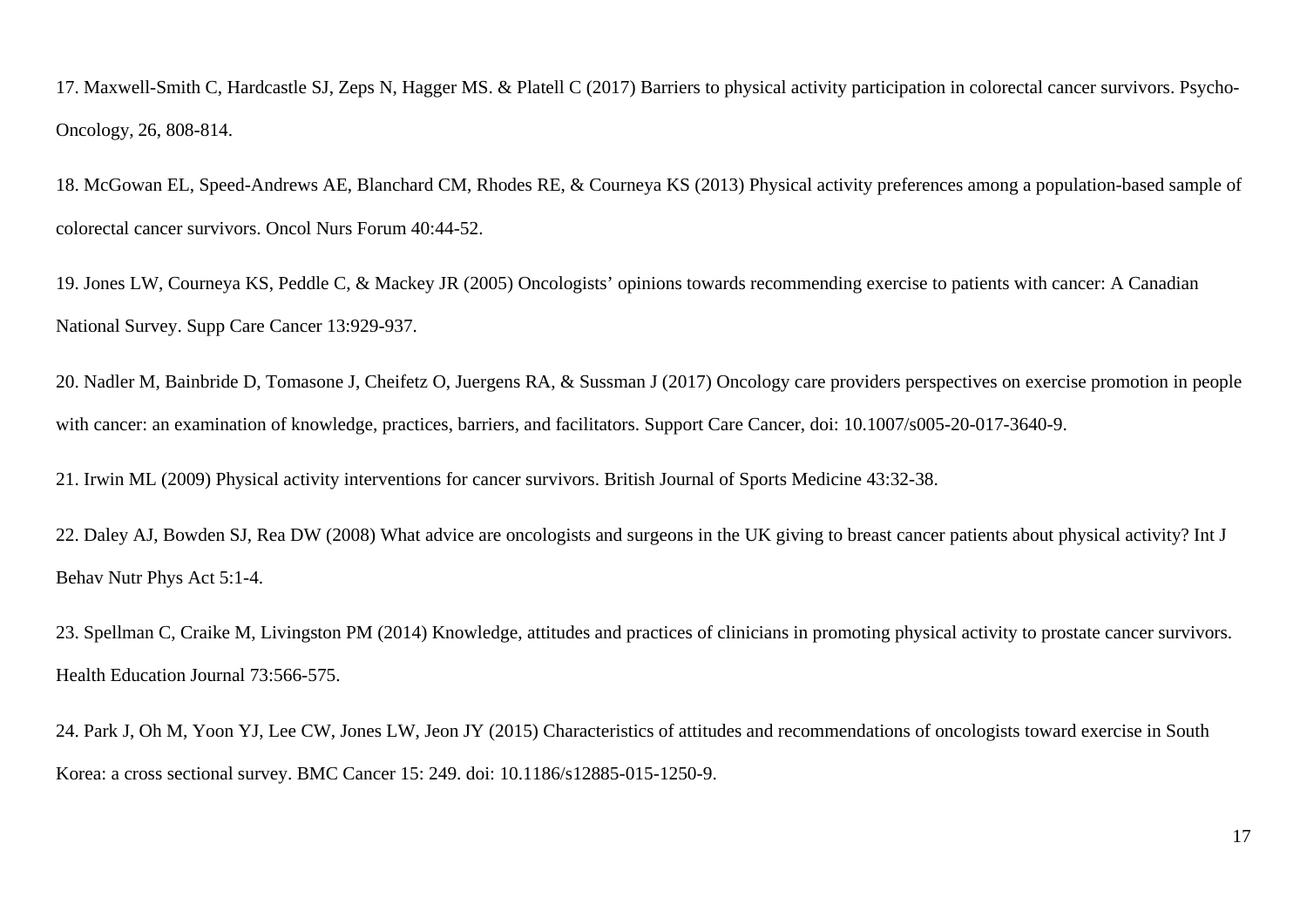17. Maxwell-Smith C, Hardcastle SJ, Zeps N, Hagger MS. & Platell C (2017) Barriers to physical activity participation in colorectal cancer survivors. Psycho-Oncology, 26, 808-814.

18. McGowan EL, Speed-Andrews AE, Blanchard CM, Rhodes RE, & Courneya KS (2013) Physical activity preferences among a population-based sample of colorectal cancer survivors. Oncol Nurs Forum 40:44-52.

19. Jones LW, Courneya KS, Peddle C, & Mackey JR (2005) Oncologists' opinions towards recommending exercise to patients with cancer: A Canadian National Survey. Supp Care Cancer 13:929-937.

20. Nadler M, Bainbride D, Tomasone J, Cheifetz O, Juergens RA, & Sussman J (2017) Oncology care providers perspectives on exercise promotion in people with cancer: an examination of knowledge, practices, barriers, and facilitators. Support Care Cancer, doi: 10.1007/s005-20-017-3640-9.

21. Irwin ML (2009) Physical activity interventions for cancer survivors. British Journal of Sports Medicine 43:32-38.

22. Daley AJ, Bowden SJ, Rea DW (2008) What advice are oncologists and surgeons in the UK giving to breast cancer patients about physical activity? Int J Behav Nutr Phys Act 5:1-4.

23. Spellman C, Craike M, Livingston PM (2014) Knowledge, attitudes and practices of clinicians in promoting physical activity to prostate cancer survivors. Health Education Journal 73:566-575.

24. Park J, Oh M, Yoon YJ, Lee CW, Jones LW, Jeon JY (2015) Characteristics of attitudes and recommendations of oncologists toward exercise in South Korea: a cross sectional survey. BMC Cancer 15: 249. doi: 10.1186/s12885-015-1250-9.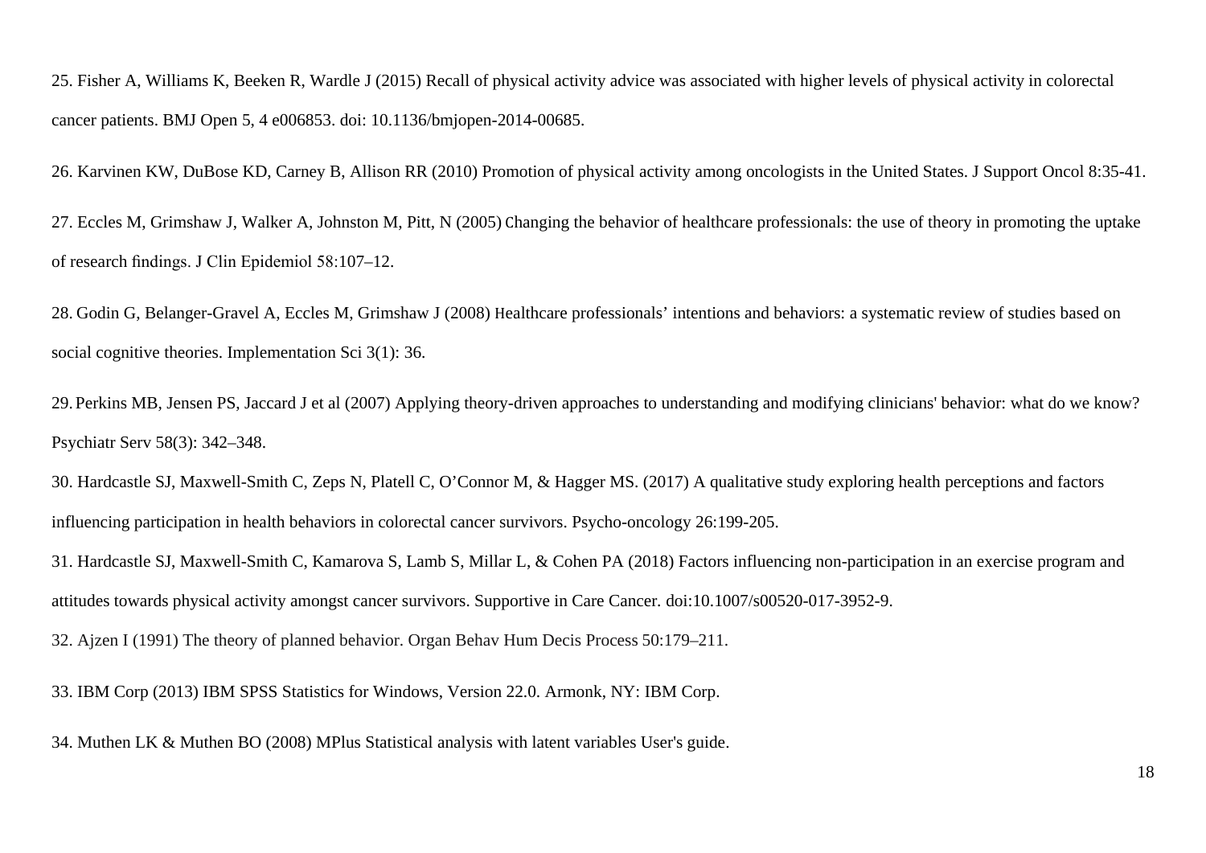25. Fisher A, Williams K, Beeken R, Wardle J (2015) Recall of physical activity advice was associated with higher levels of physical activity in colorectal cancer patients. BMJ Open 5, 4 e006853. doi: 10.1136/bmjopen-2014-00685.

26. Karvinen KW, DuBose KD, Carney B, Allison RR (2010) Promotion of physical activity among oncologists in the United States. J Support Oncol 8:35-41.

27. Eccles M, Grimshaw J, Walker A, Johnston M, Pitt, N (2005) Changing the behavior of healthcare professionals: the use of theory in promoting the uptake of research findings. J Clin Epidemiol 58:107–12.

28. Godin G, Belanger-Gravel A, Eccles M, Grimshaw J (2008) Healthcare professionals' intentions and behaviors: a systematic review of studies based on social cognitive theories. Implementation Sci 3(1): 36.

29. Perkins MB, Jensen PS, Jaccard J et al (2007) Applying theory-driven approaches to understanding and modifying clinicians' behavior: what do we know? Psychiatr Serv 58(3): 342–348.

30. Hardcastle SJ, Maxwell-Smith C, Zeps N, Platell C, O'Connor M, & Hagger MS. (2017) A qualitative study exploring health perceptions and factors influencing participation in health behaviors in colorectal cancer survivors. Psycho-oncology 26:199-205.

31. Hardcastle SJ, Maxwell-Smith C, Kamarova S, Lamb S, Millar L, & Cohen PA (2018) Factors influencing non-participation in an exercise program and attitudes towards physical activity amongst cancer survivors. Supportive in Care Cancer. doi:10.1007/s00520-017-3952-9.

32. Ajzen I (1991) The theory of planned behavior. Organ Behav Hum Decis Process 50:179–211.

33. IBM Corp (2013) IBM SPSS Statistics for Windows, Version 22.0. Armonk, NY: IBM Corp.

34. Muthen LK & Muthen BO (2008) MPlus Statistical analysis with latent variables User's guide.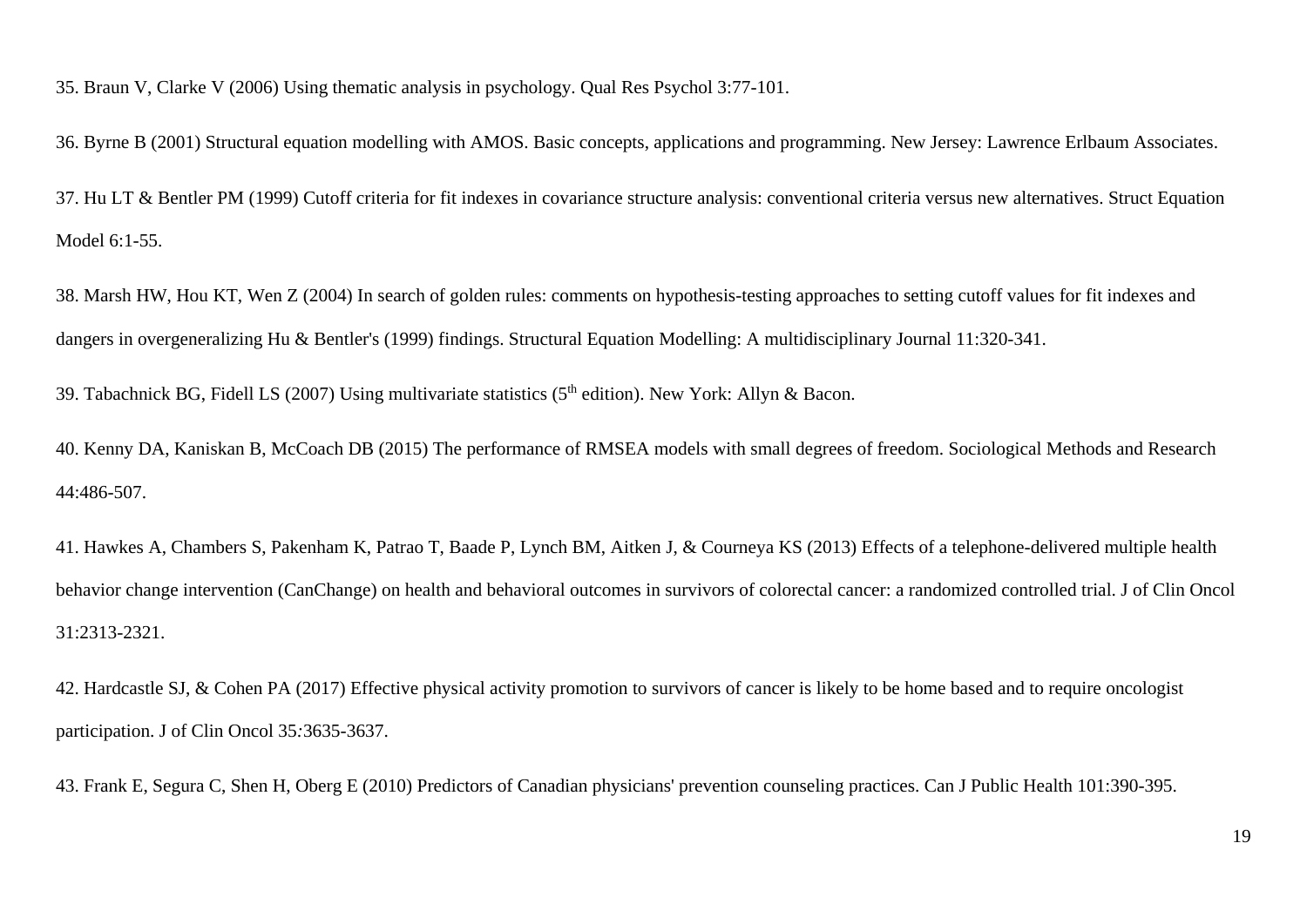35. Braun V, Clarke V (2006) Using thematic analysis in psychology. Qual Res Psychol 3:77-101.

36. Byrne B (2001) Structural equation modelling with AMOS. Basic concepts, applications and programming. New Jersey: Lawrence Erlbaum Associates.

37. Hu LT & Bentler PM (1999) Cutoff criteria for fit indexes in covariance structure analysis: conventional criteria versus new alternatives. Struct Equation Model 6:1-55.

38. Marsh HW, Hou KT, Wen Z (2004) In search of golden rules: comments on hypothesis-testing approaches to setting cutoff values for fit indexes and dangers in overgeneralizing Hu & Bentler's (1999) findings. Structural Equation Modelling: A multidisciplinary Journal 11:320-341.

39. Tabachnick BG, Fidell LS (2007) Using multivariate statistics (5th edition). New York: Allyn & Bacon.

40. Kenny DA, Kaniskan B, McCoach DB (2015) The performance of RMSEA models with small degrees of freedom. Sociological Methods and Research 44:486-507.

41. Hawkes A, Chambers S, Pakenham K, Patrao T, Baade P, Lynch BM, Aitken J, & Courneya KS (2013) Effects of a telephone-delivered multiple health behavior change intervention (CanChange) on health and behavioral outcomes in survivors of colorectal cancer: a randomized controlled trial. J of Clin Oncol 31:2313-2321.

42. Hardcastle SJ, & Cohen PA (2017) Effective physical activity promotion to survivors of cancer is likely to be home based and to require oncologist participation. J of Clin Oncol 35:3635-3637.

43. Frank E, Segura C, Shen H, Oberg E (2010) Predictors of Canadian physicians' prevention counseling practices. Can J Public Health 101:390-395.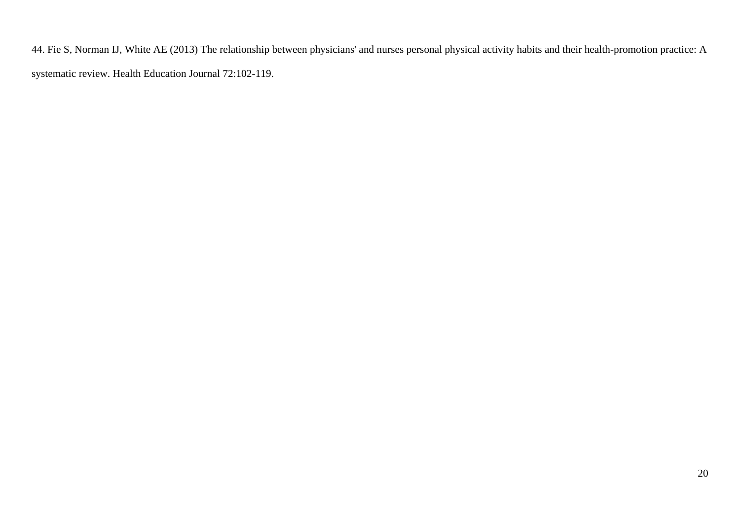44. Fie S, Norman IJ, White AE (2013) The relationship between physicians' and nurses personal physical activity habits and their health-promotion practice: A systematic review. Health Education Journal 72:102-119.